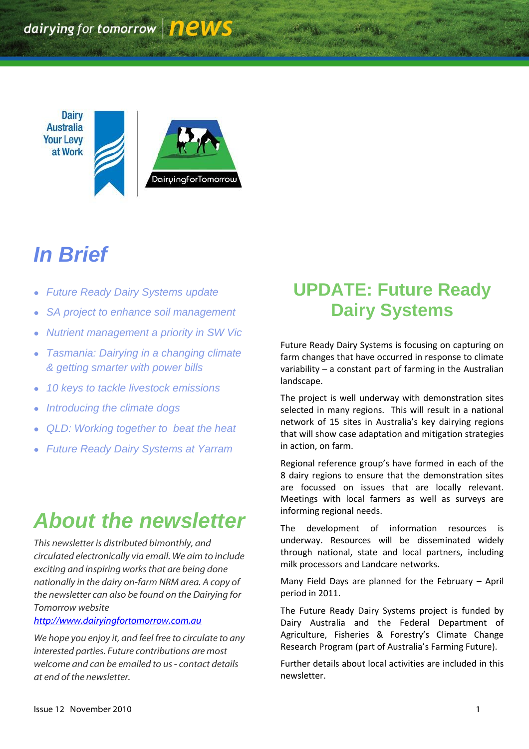dairying for tomorrow | news

Dairy Australia Your Levy at Work

DairyingforTomorrow

# In Brief

- *Future Ready Dairy Systems update*
- *SA project to enhance soil management*
- *Nutrient management a priority in SW Vic*
- *Tasmania: Dairying in a changing climate & getting smarter with power bills*
- *10 keys to tackle livestock emissions*
- *Introducing the climate dogs*
- *QLD: Working together to beat the heat*
- *Future Ready Dairy Systems at Yarram*

# About the newsletter

*This newsletter is distributed bimonthly, and circulated electronically via email. We aim to include exciting and inspiring works that are being done nationally in the dairy on-farm NRM area. A copy of the newsletter can also be found on the Dairying for Tomorrow website* [http://www.dairyingfortomorrow.com.au](http://www.dairyingfortomorrow.com.au)

*We hope you enjoy it, and feel free to circulate to any interested parties. Future contributions are most welcome and can be emailed to us - contact details at end of the newsletter.*

## UPDATE: Future Ready Dairy Systems

Future Ready Dairy Systems is focusing on capturing on farm changes that have occurred in response to climate variability – a constant part of farming in the Australian landscape.

The project is well underway with demonstration sites selected in many regions. This will result in a national network of 15 sites in Australia's key dairying regions that will show case adaptation and mitigation strategies in action, on farm.

Regional reference group's have formed in each of the 8 dairy regions to ensure that the demonstration sites are focussed on issues that are locally relevant. Meetings with local farmers as well as surveys are informing regional needs.

The development of information resources is underway. Resources will be disseminated widely through national, state and local partners, including milk processors and Landcare networks.

Many Field Days are planned for the February – April period in 2011.

The Future Ready Dairy Systems project is funded by Dairy Australia and the Federal Department of Agriculture, Fisheries & Forestry's Climate Change Research Program (part of Australia's Farming Future).

Further details about local activities are included in this newsletter.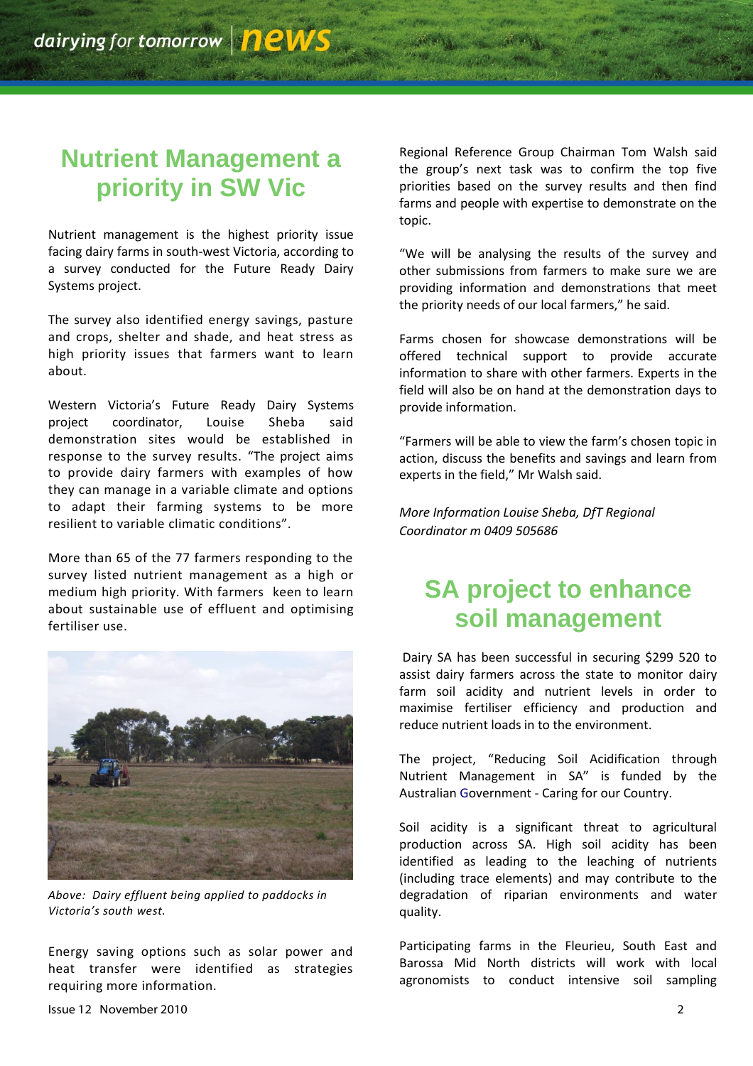# Nutrient Management a priority in SW Vic

Nutrient management is the highest priority issue facing dairy farms in south-west Victoria, according to a survey conducted for the Future Ready Dairy Systems project.

The survey also identified energy savings, pasture and crops, shelter and shade, and heat stress as high priority issues that farmers want to learn about.

Western Victoria's Future Ready Dairy Systems project coordinator, Louise Sheba said demonstration sites would be established in response to the survey results. "The project aims to provide dairy farmers with examples of how they can manage in a variable climate and options to adapt their farming systems to be more resilient to variable climatic conditions".

More than 65 of the 77 farmers responding to the survey listed nutrient management as a high or medium high priority. With farmers keen to learn about sustainable use of effluent and optimising fertiliser use.

*Above: Dairy effluent being applied to paddocks in Victoria's south west.*

Energy saving options such as solar power and heat transfer were identified as strategies requiring more information.

Regional Reference Group Chairman Tom Walsh said the group's next task was to confirm the top five priorities based on the survey results and then find farms and people with expertise to demonstrate on the topic.

"We will be analysing the results of the survey and other submissions from farmers to make sure we are providing information and demonstrations that meet the priority needs of our local farmers," he said.

Farms chosen for showcase demonstrations will be offered technical support to provide accurate information to share with other farmers. Experts in the field will also be on hand at the demonstration days to provide information.

"Farmers will be able to view the farm's chosen topic in action, discuss the benefits and savings and learn from experts in the field," Mr Walsh said.

*More Information Louise Sheba, DfT Regional Coordinator m 0409 505686*

# SA project to enhance soil management

Dairy SA has been successful in securing $299 520 to assist dairy farmers across the state to monitor dairy farm soil acidity and nutrient levels in order to maximise fertiliser efficiency and production and reduce nutrient loads in to the environment.

The project, "Reducing Soil Acidification through Nutrient Management in SA" is funded by the Australian Government - Caring for our Country.

Soil acidity is a significant threat to agricultural production across SA. High soil acidity has been identified as leading to the leaching of nutrients (including trace elements) and may contribute to the degradation of riparian environments and water quality.

Participating farms in the Fleurieu, South East and Barossa Mid North districts will work with local agronomists to conduct intensive soil sampling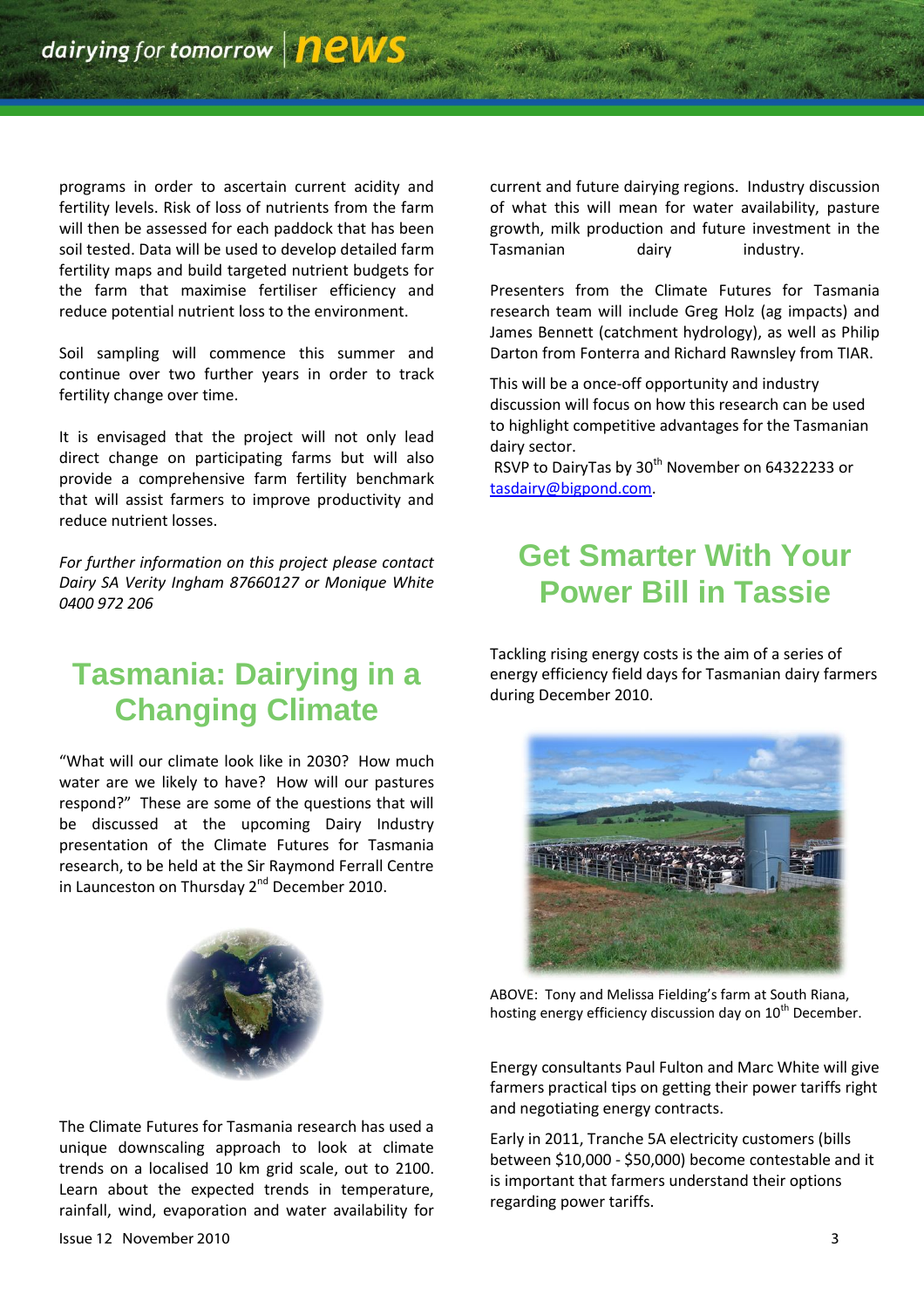programs in order to ascertain current acidity and fertility levels. Risk of loss of nutrients from the farm will then be assessed for each paddock that has been soil tested. Data will be used to develop detailed farm fertility maps and build targeted nutrient budgets for the farm that maximise fertiliser efficiency and reduce potential nutrient loss to the environment.

Soil sampling will commence this summer and continue over two further years in order to track fertility change over time.

It is envisaged that the project will not only lead direct change on participating farms but will also provide a comprehensive farm fertility benchmark that will assist farmers to improve productivity and reduce nutrient losses.

*For further information on this project please contact Dairy SA Verity Ingham 87660127 or Monique White 0400 972 206*

## Tasmania: Dairying in a Changing Climate

"What will our climate look like in 2030? How much water are we likely to have? How will our pastures respond?" These are some of the questions that will be discussed at the upcoming Dairy Industry presentation of the Climate Futures for Tasmania research, to be held at the Sir Raymond Ferrall Centre in Launceston on Thursday 2nd December 2010.

The Climate Futures for Tasmania research has used a unique downscaling approach to look at climate trends on a localised 10 km grid scale, out to 2100. Learn about the expected trends in temperature, rainfall, wind, evaporation and water availability for current and future dairying regions. Industry discussion of what this will mean for water availability, pasture growth, milk production and future investment in the Tasmanian dairy industry.

Presenters from the Climate Futures for Tasmania research team will include Greg Holz (ag impacts) and James Bennett (catchment hydrology), as well as Philip Darton from Fonterra and Richard Rawnsley from TIAR.

This will be a once-off opportunity and industry discussion will focus on how this research can be used to highlight competitive advantages for the Tasmanian dairy sector.

RSVP to DairyTas by 30th November on 64322233 or tasdairy@bigpond.com.

## Get Smarter With Your Power Bill in Tassie

Tackling rising energy costs is the aim of a series of energy efficiency field days for Tasmanian dairy farmers during December 2010.

ABOVE: Tony and Melissa Fielding's farm at South Riana, hosting energy efficiency discussion day on 10th December.

Energy consultants Paul Fulton and Marc White will give farmers practical tips on getting their power tariffs right and negotiating energy contracts.

Early in 2011, Tranche 5A electricity customers (bills between $10,000 - $50,000) become contestable and it is important that farmers understand their options regarding power tariffs.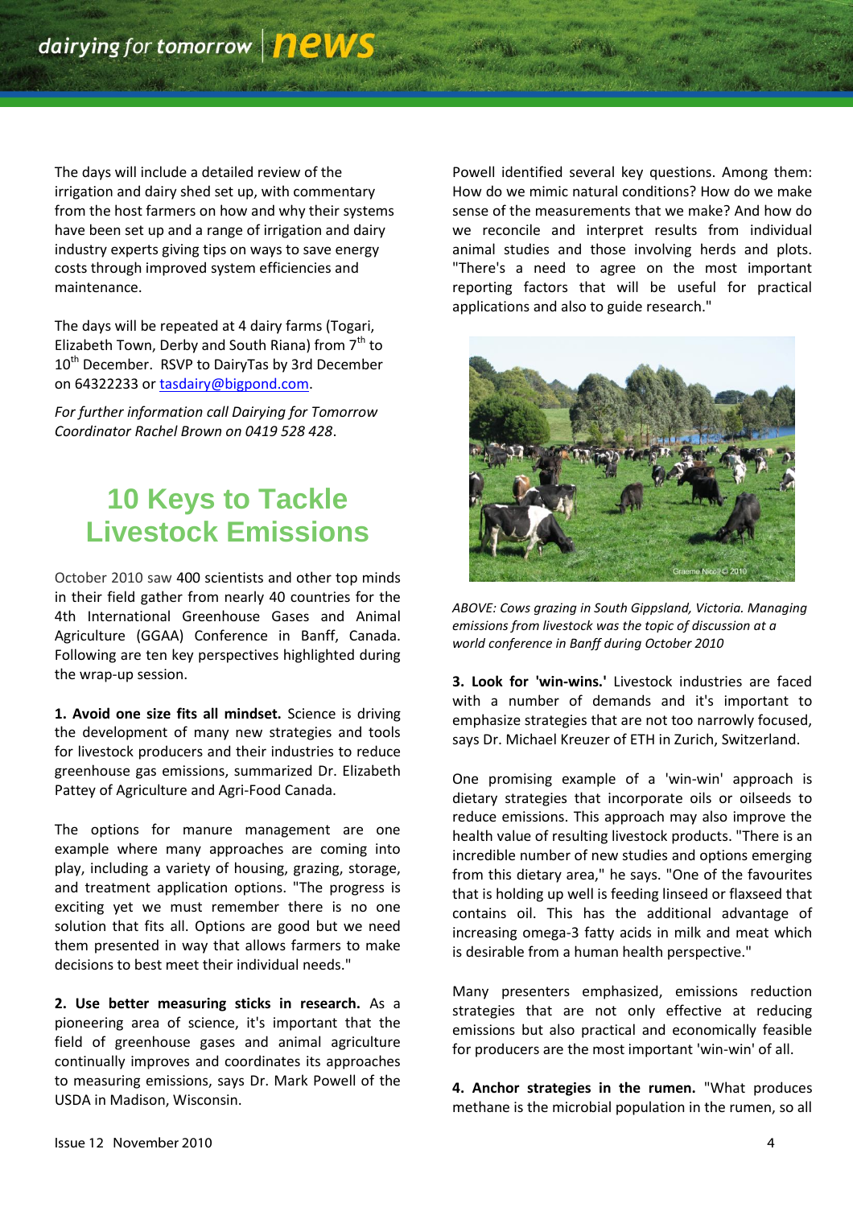The days will include a detailed review of the irrigation and dairy shed set up, with commentary from the host farmers on how and why their systems have been set up and a range of irrigation and dairy industry experts giving tips on ways to save energy costs through improved system efficiencies and maintenance.

The days will be repeated at 4 dairy farms (Togari, Elizabeth Town, Derby and South Riana) from 7th to 10th December. RSVP to DairyTas by 3rd December on 64322233 or [tasdairy@bigpond.com](mailto:tasdairy@bigpond.com).

*For further information call Dairying for Tomorrow Coordinator Rachel Brown on 0419 528 428.*

# 10 Keys to Tackle Livestock Emissions

October 2010 saw 400 scientists and other top minds in their field gather from nearly 40 countries for the 4th International Greenhouse Gases and Animal Agriculture (GGAA) Conference in Banff, Canada. Following are ten key perspectives highlighted during the wrap-up session.

**1. Avoid one size fits all mindset.** Science is driving the development of many new strategies and tools for livestock producers and their industries to reduce greenhouse gas emissions, summarized Dr. Elizabeth Pattey of Agriculture and Agri-Food Canada.

The options for manure management are one example where many approaches are coming into play, including a variety of housing, grazing, storage, and treatment application options. "The progress is exciting yet we must remember there is no one solution that fits all. Options are good but we need them presented in way that allows farmers to make decisions to best meet their individual needs."

**2. Use better measuring sticks in research.** As a pioneering area of science, it's important that the field of greenhouse gases and animal agriculture continually improves and coordinates its approaches to measuring emissions, says Dr. Mark Powell of the USDA in Madison, Wisconsin.

Powell identified several key questions. Among them: How do we mimic natural conditions? How do we make sense of the measurements that we make? And how do we reconcile and interpret results from individual animal studies and those involving herds and plots. "There's a need to agree on the most important reporting factors that will be useful for practical applications and also to guide research."

*ABOVE: Cows grazing in South Gippsland, Victoria. Managing emissions from livestock was the topic of discussion at a world conference in Banff during October 2010*

**3. Look for 'win-wins.'** Livestock industries are faced with a number of demands and it's important to emphasize strategies that are not too narrowly focused, says Dr. Michael Kreuzer of ETH in Zurich, Switzerland.

One promising example of a 'win-win' approach is dietary strategies that incorporate oils or oilseeds to reduce emissions. This approach may also improve the health value of resulting livestock products. "There is an incredible number of new studies and options emerging from this dietary area," he says. "One of the favourites that is holding up well is feeding linseed or flaxseed that contains oil. This has the additional advantage of increasing omega-3 fatty acids in milk and meat which is desirable from a human health perspective."

Many presenters emphasized, emissions reduction strategies that are not only effective at reducing emissions but also practical and economically feasible for producers are the most important 'win-win' of all.

**4. Anchor strategies in the rumen.** "What produces methane is the microbial population in the rumen, so all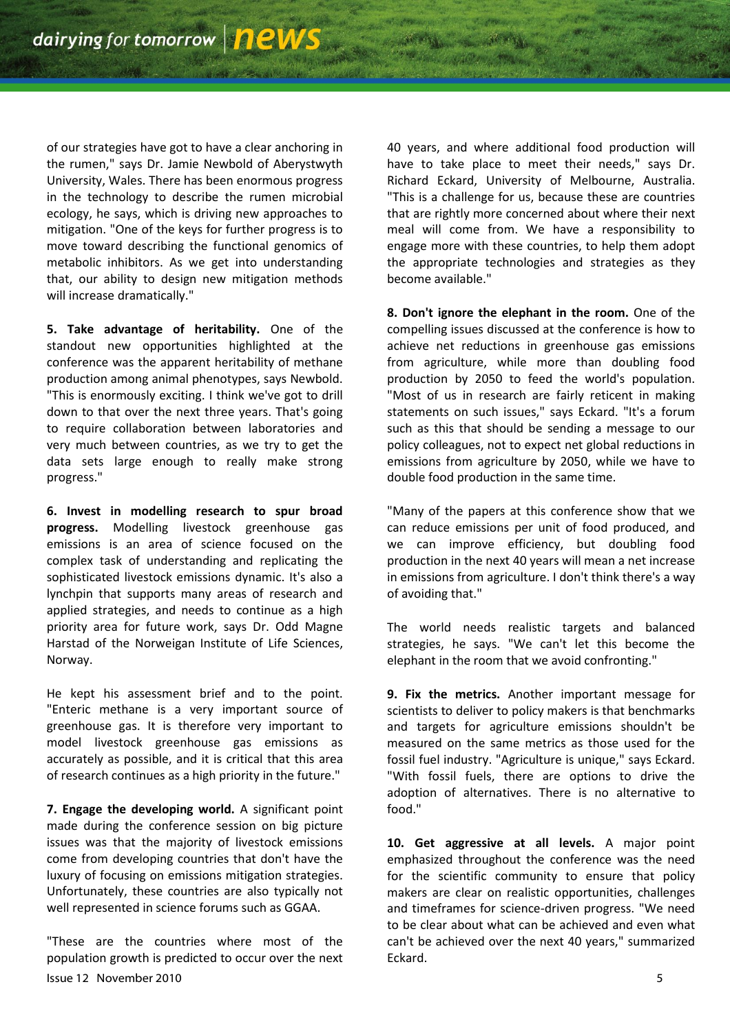of our strategies have got to have a clear anchoring in the rumen," says Dr. Jamie Newbold of Aberystwyth University, Wales. There has been enormous progress in the technology to describe the rumen microbial ecology, he says, which is driving new approaches to mitigation. "One of the keys for further progress is to move toward describing the functional genomics of metabolic inhibitors. As we get into understanding that, our ability to design new mitigation methods will increase dramatically."

**5. Take advantage of heritability.** One of the standout new opportunities highlighted at the conference was the apparent heritability of methane production among animal phenotypes, says Newbold. "This is enormously exciting. I think we've got to drill down to that over the next three years. That's going to require collaboration between laboratories and very much between countries, as we try to get the data sets large enough to really make strong progress."

**6. Invest in modelling research to spur broad progress.** Modelling livestock greenhouse gas emissions is an area of science focused on the complex task of understanding and replicating the sophisticated livestock emissions dynamic. It's also a lynchpin that supports many areas of research and applied strategies, and needs to continue as a high priority area for future work, says Dr. Odd Magne Harstad of the Norweigan Institute of Life Sciences, Norway.

He kept his assessment brief and to the point. "Enteric methane is a very important source of greenhouse gas. It is therefore very important to model livestock greenhouse gas emissions as accurately as possible, and it is critical that this area of research continues as a high priority in the future."

**7. Engage the developing world.** A significant point made during the conference session on big picture issues was that the majority of livestock emissions come from developing countries that don't have the luxury of focusing on emissions mitigation strategies. Unfortunately, these countries are also typically not well represented in science forums such as GGAA.

"These are the countries where most of the population growth is predicted to occur over the next 40 years, and where additional food production will have to take place to meet their needs," says Dr. Richard Eckard, University of Melbourne, Australia. "This is a challenge for us, because these are countries that are rightly more concerned about where their next meal will come from. We have a responsibility to engage more with these countries, to help them adopt the appropriate technologies and strategies as they become available."

**8. Don't ignore the elephant in the room.** One of the compelling issues discussed at the conference is how to achieve net reductions in greenhouse gas emissions from agriculture, while more than doubling food production by 2050 to feed the world's population. "Most of us in research are fairly reticent in making statements on such issues," says Eckard. "It's a forum such as this that should be sending a message to our policy colleagues, not to expect net global reductions in emissions from agriculture by 2050, while we have to double food production in the same time.

"Many of the papers at this conference show that we can reduce emissions per unit of food produced, and we can improve efficiency, but doubling food production in the next 40 years will mean a net increase in emissions from agriculture. I don't think there's a way of avoiding that."

The world needs realistic targets and balanced strategies, he says. "We can't let this become the elephant in the room that we avoid confronting."

**9. Fix the metrics.** Another important message for scientists to deliver to policy makers is that benchmarks and targets for agriculture emissions shouldn't be measured on the same metrics as those used for the fossil fuel industry. "Agriculture is unique," says Eckard. "With fossil fuels, there are options to drive the adoption of alternatives. There is no alternative to food."

**10. Get aggressive at all levels.** A major point emphasized throughout the conference was the need for the scientific community to ensure that policy makers are clear on realistic opportunities, challenges and timeframes for science-driven progress. "We need to be clear about what can be achieved and even what can't be achieved over the next 40 years," summarized Eckard.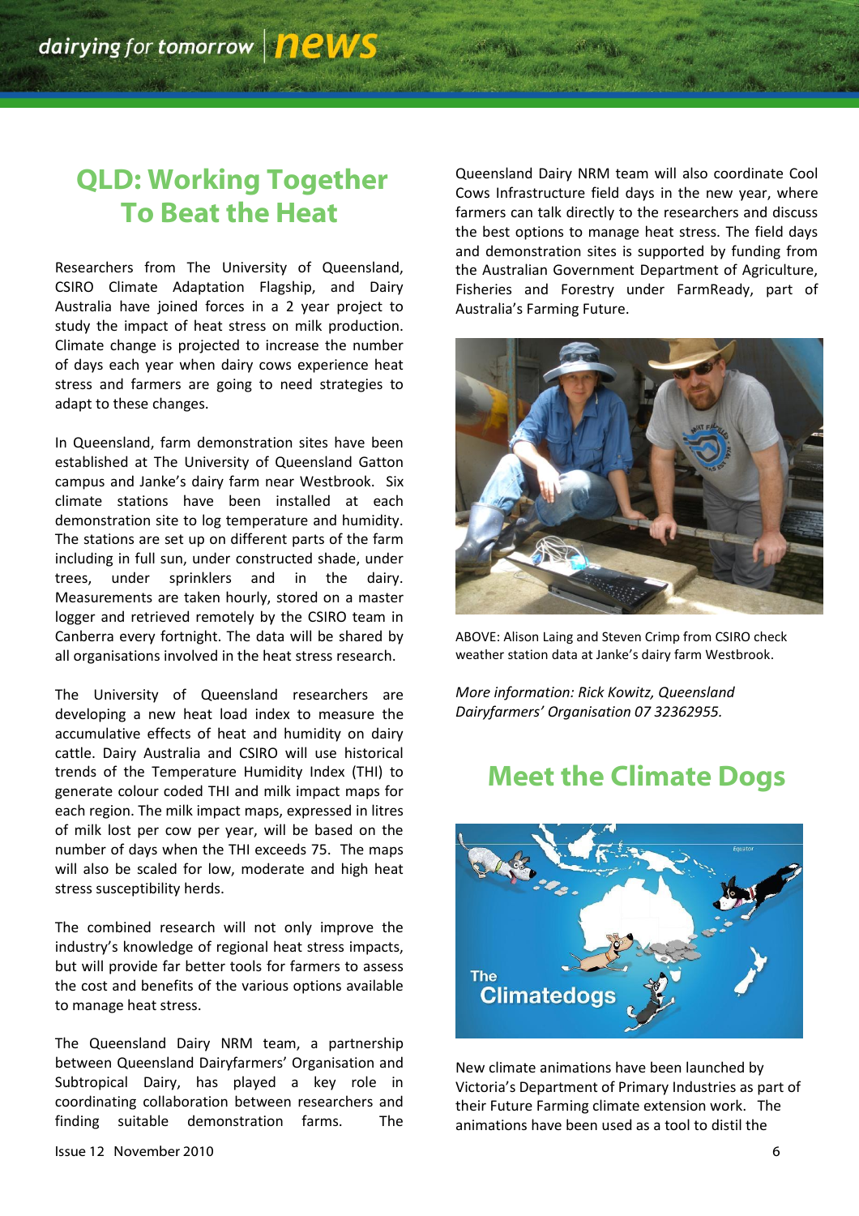# QLD: Working Together To Beat the Heat

Researchers from The University of Queensland, CSIRO Climate Adaptation Flagship, and Dairy Australia have joined forces in a 2 year project to study the impact of heat stress on milk production. Climate change is projected to increase the number of days each year when dairy cows experience heat stress and farmers are going to need strategies to adapt to these changes.

In Queensland, farm demonstration sites have been established at The University of Queensland Gatton campus and Janke's dairy farm near Westbrook. Six climate stations have been installed at each demonstration site to log temperature and humidity. The stations are set up on different parts of the farm including in full sun, under constructed shade, under trees, under sprinklers and in the dairy. Measurements are taken hourly, stored on a master logger and retrieved remotely by the CSIRO team in Canberra every fortnight. The data will be shared by all organisations involved in the heat stress research.

The University of Queensland researchers are developing a new heat load index to measure the accumulative effects of heat and humidity on dairy cattle. Dairy Australia and CSIRO will use historical trends of the Temperature Humidity Index (THI) to generate colour coded THI and milk impact maps for each region. The milk impact maps, expressed in litres of milk lost per cow per year, will be based on the number of days when the THI exceeds 75. The maps will also be scaled for low, moderate and high heat stress susceptibility herds.

The combined research will not only improve the industry's knowledge of regional heat stress impacts, but will provide far better tools for farmers to assess the cost and benefits of the various options available to manage heat stress.

The Queensland Dairy NRM team, a partnership between Queensland Dairyfarmers' Organisation and Subtropical Dairy, has played a key role in coordinating collaboration between researchers and finding suitable demonstration farms. The Queensland Dairy NRM team will also coordinate Cool Cows Infrastructure field days in the new year, where farmers can talk directly to the researchers and discuss the best options to manage heat stress. The field days and demonstration sites is supported by funding from the Australian Government Department of Agriculture, Fisheries and Forestry under FarmReady, part of Australia's Farming Future.

ABOVE: Alison Laing and Steven Crimp from CSIRO check weather station data at Janke's dairy farm Westbrook.

*More information: Rick Kowitz, Queensland Dairyfarmers' Organisation 07 32362955.*

# Meet the Climate Dogs

New climate animations have been launched by Victoria's Department of Primary Industries as part of their Future Farming climate extension work. The animations have been used as a tool to distil the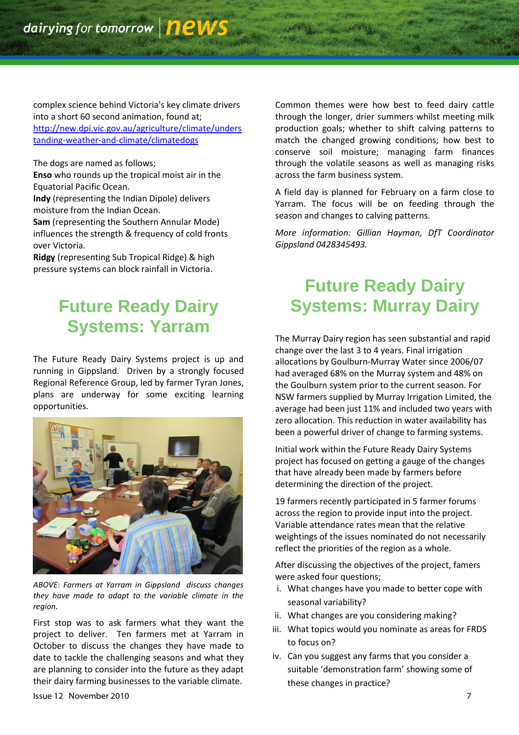complex science behind Victoria's key climate drivers into a short 60 second animation, found at; [http://new.dpi.vic.gov.au/agriculture/climate/understanding-weather-and-climate/climatedogs](http://new.dpi.vic.gov.au/agriculture/climate/understanding-weather-and-climate/climatedogs)

The dogs are named as follows;
**Enso** who rounds up the tropical moist air in the Equatorial Pacific Ocean.
**Indy** (representing the Indian Dipole) delivers moisture from the Indian Ocean.
**Sam** (representing the Southern Annular Mode) influences the strength & frequency of cold fronts over Victoria.
**Ridgy** (representing Sub Tropical Ridge) & high pressure systems can block rainfall in Victoria.

## Future Ready Dairy Systems: Yarram

The Future Ready Dairy Systems project is up and running in Gippsland. Driven by a strongly focused Regional Reference Group, led by farmer Tyran Jones, plans are underway for some exciting learning opportunities.

*ABOVE: Farmers at Yarram in Gippsland discuss changes they have made to adapt to the variable climate in the region.*

First stop was to ask farmers what they want the project to deliver. Ten farmers met at Yarram in October to discuss the changes they have made to date to tackle the challenging seasons and what they are planning to consider into the future as they adapt their dairy farming businesses to the variable climate.

Common themes were how best to feed dairy cattle through the longer, drier summers whilst meeting milk production goals; whether to shift calving patterns to match the changed growing conditions; how best to conserve soil moisture; managing farm finances through the volatile seasons as well as managing risks across the farm business system.

A field day is planned for February on a farm close to Yarram. The focus will be on feeding through the season and changes to calving patterns.

*More information: Gillian Hayman, DfT Coordinator Gippsland 0428345493.*

## Future Ready Dairy Systems: Murray Dairy

The Murray Dairy region has seen substantial and rapid change over the last 3 to 4 years. Final irrigation allocations by Goulburn-Murray Water since 2006/07 had averaged 68% on the Murray system and 48% on the Goulburn system prior to the current season. For NSW farmers supplied by Murray Irrigation Limited, the average had been just 11% and included two years with zero allocation. This reduction in water availability has been a powerful driver of change to farming systems.

Initial work within the Future Ready Dairy Systems project has focused on getting a gauge of the changes that have already been made by farmers before determining the direction of the project.

19 farmers recently participated in 5 farmer forums across the region to provide input into the project. Variable attendance rates mean that the relative weightings of the issues nominated do not necessarily reflect the priorities of the region as a whole.

After discussing the objectives of the project, famers were asked four questions;

i. What changes have you made to better cope with seasonal variability?
ii. What changes are you considering making?
iii. What topics would you nominate as areas for FRDS to focus on?
iv. Can you suggest any farms that you consider a suitable 'demonstration farm' showing some of these changes in practice?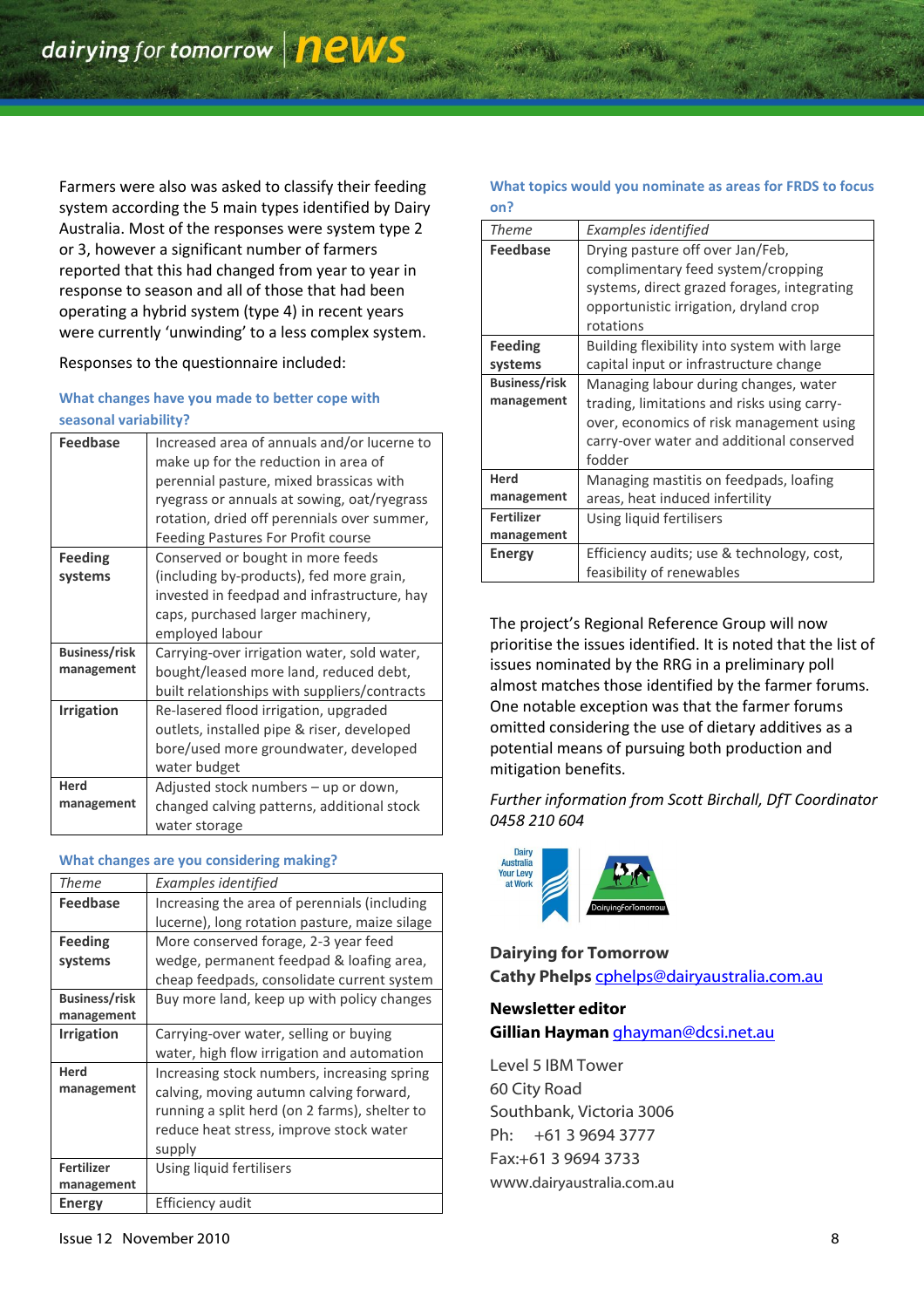Farmers were also was asked to classify their feeding system according the 5 main types identified by Dairy Australia. Most of the responses were system type 2 or 3, however a significant number of farmers reported that this had changed from year to year in response to season and all of those that had been operating a hybrid system (type 4) in recent years were currently 'unwinding' to a less complex system.

Responses to the questionnaire included:

### What changes have you made to better cope with seasonal variability?

| | |
|---|---|
| **Feedbase** | Increased area of annuals and/or lucerne to make up for the reduction in area of perennial pasture, mixed brassicas with ryegrass or annuals at sowing, oat/ryegrass rotation, dried off perennials over summer, Feeding Pastures For Profit course |
| **Feeding systems** | Conserved or bought in more feeds (including by-products), fed more grain, invested in feedpad and infrastructure, hay caps, purchased larger machinery, employed labour |
| **Business/risk management** | Carrying-over irrigation water, sold water, bought/leased more land, reduced debt, built relationships with suppliers/contracts |
| **Irrigation** | Re-lasered flood irrigation, upgraded outlets, installed pipe & riser, developed bore/used more groundwater, developed water budget |
| **Herd management** | Adjusted stock numbers – up or down, changed calving patterns, additional stock water storage |

### What changes are you considering making?

| *Theme* | *Examples identified* |
|---|---|
| **Feedbase** | Increasing the area of perennials (including lucerne), long rotation pasture, maize silage |
| **Feeding systems** | More conserved forage, 2-3 year feed wedge, permanent feedpad & loafing area, cheap feedpads, consolidate current system |
| **Business/risk management** | Buy more land, keep up with policy changes |
| **Irrigation** | Carrying-over water, selling or buying water, high flow irrigation and automation |
| **Herd management** | Increasing stock numbers, increasing spring calving, moving autumn calving forward, running a split herd (on 2 farms), shelter to reduce heat stress, improve stock water supply |
| **Fertilizer management** | Using liquid fertilisers |
| **Energy** | Efficiency audit |

### What topics would you nominate as areas for FRDS to focus on?

| *Theme* | *Examples identified* |
|---|---|
| **Feedbase** | Drying pasture off over Jan/Feb, complimentary feed system/cropping systems, direct grazed forages, integrating opportunistic irrigation, dryland crop rotations |
| **Feeding systems** | Building flexibility into system with large capital input or infrastructure change |
| **Business/risk management** | Managing labour during changes, water trading, limitations and risks using carry-over, economics of risk management using carry-over water and additional conserved fodder |
| **Herd management** | Managing mastitis on feedpads, loafing areas, heat induced infertility |
| **Fertilizer management** | Using liquid fertilisers |
| **Energy** | Efficiency audits; use & technology, cost, feasibility of renewables |

The project's Regional Reference Group will now prioritise the issues identified. It is noted that the list of issues nominated by the RRG in a preliminary poll almost matches those identified by the farmer forums. One notable exception was that the farmer forums omitted considering the use of dietary additives as a potential means of pursuing both production and mitigation benefits.

*Further information from Scott Birchall, DfT Coordinator 0458 210 604*

Dairy Australia Your Levy at Work

DairyingForTomorrow

**Dairying for Tomorrow**
**Cathy Phelps** cphelps@dairyaustralia.com.au

**Newsletter editor**
**Gillian Hayman** ghayman@dcsi.net.au

Level 5 IBM Tower
60 City Road
Southbank, Victoria 3006
Ph: +61 3 9694 3777
Fax:+61 3 9694 3733
www.dairyaustralia.com.au

Issue 12 November 2010